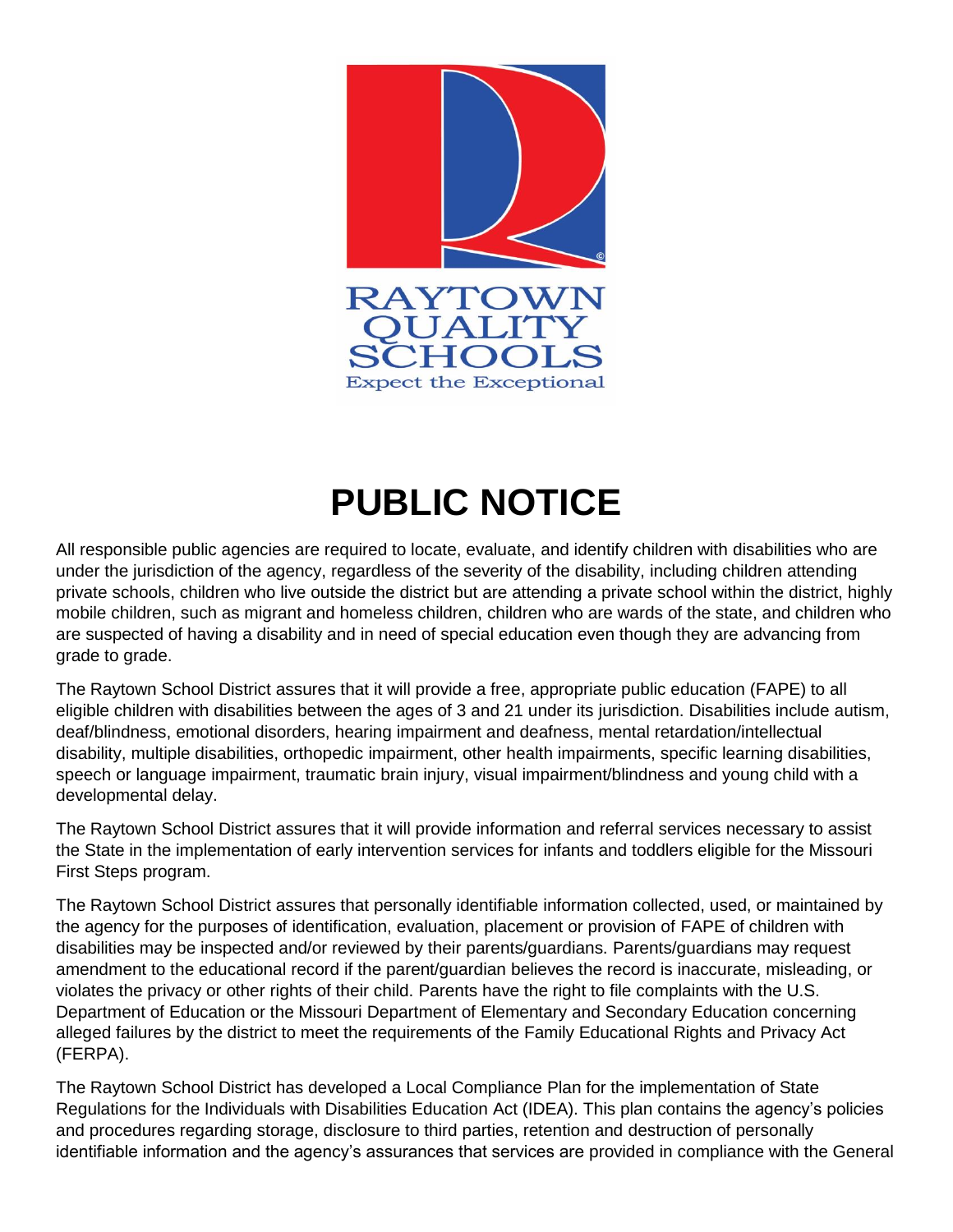RAYTOWN QUALITY SCHOOLS

Expect the Exceptional

# PUBLIC NOTICE

All responsible public agencies are required to locate, evaluate, and identify children with disabilities who are under the jurisdiction of the agency, regardless of the severity of the disability, including children attending private schools, children who live outside the district but are attending a private school within the district, highly mobile children, such as migrant and homeless children, children who are wards of the state, and children who are suspected of having a disability and in need of special education even though they are advancing from grade to grade.

The Raytown School District assures that it will provide a free, appropriate public education (FAPE) to all eligible children with disabilities between the ages of 3 and 21 under its jurisdiction. Disabilities include autism, deaf/blindness, emotional disorders, hearing impairment and deafness, mental retardation/intellectual disability, multiple disabilities, orthopedic impairment, other health impairments, specific learning disabilities, speech or language impairment, traumatic brain injury, visual impairment/blindness and young child with a developmental delay.

The Raytown School District assures that it will provide information and referral services necessary to assist the State in the implementation of early intervention services for infants and toddlers eligible for the Missouri First Steps program.

The Raytown School District assures that personally identifiable information collected, used, or maintained by the agency for the purposes of identification, evaluation, placement or provision of FAPE of children with disabilities may be inspected and/or reviewed by their parents/guardians. Parents/guardians may request amendment to the educational record if the parent/guardian believes the record is inaccurate, misleading, or violates the privacy or other rights of their child. Parents have the right to file complaints with the U.S. Department of Education or the Missouri Department of Elementary and Secondary Education concerning alleged failures by the district to meet the requirements of the Family Educational Rights and Privacy Act (FERPA).

The Raytown School District has developed a Local Compliance Plan for the implementation of State Regulations for the Individuals with Disabilities Education Act (IDEA). This plan contains the agency's policies and procedures regarding storage, disclosure to third parties, retention and destruction of personally identifiable information and the agency's assurances that services are provided in compliance with the General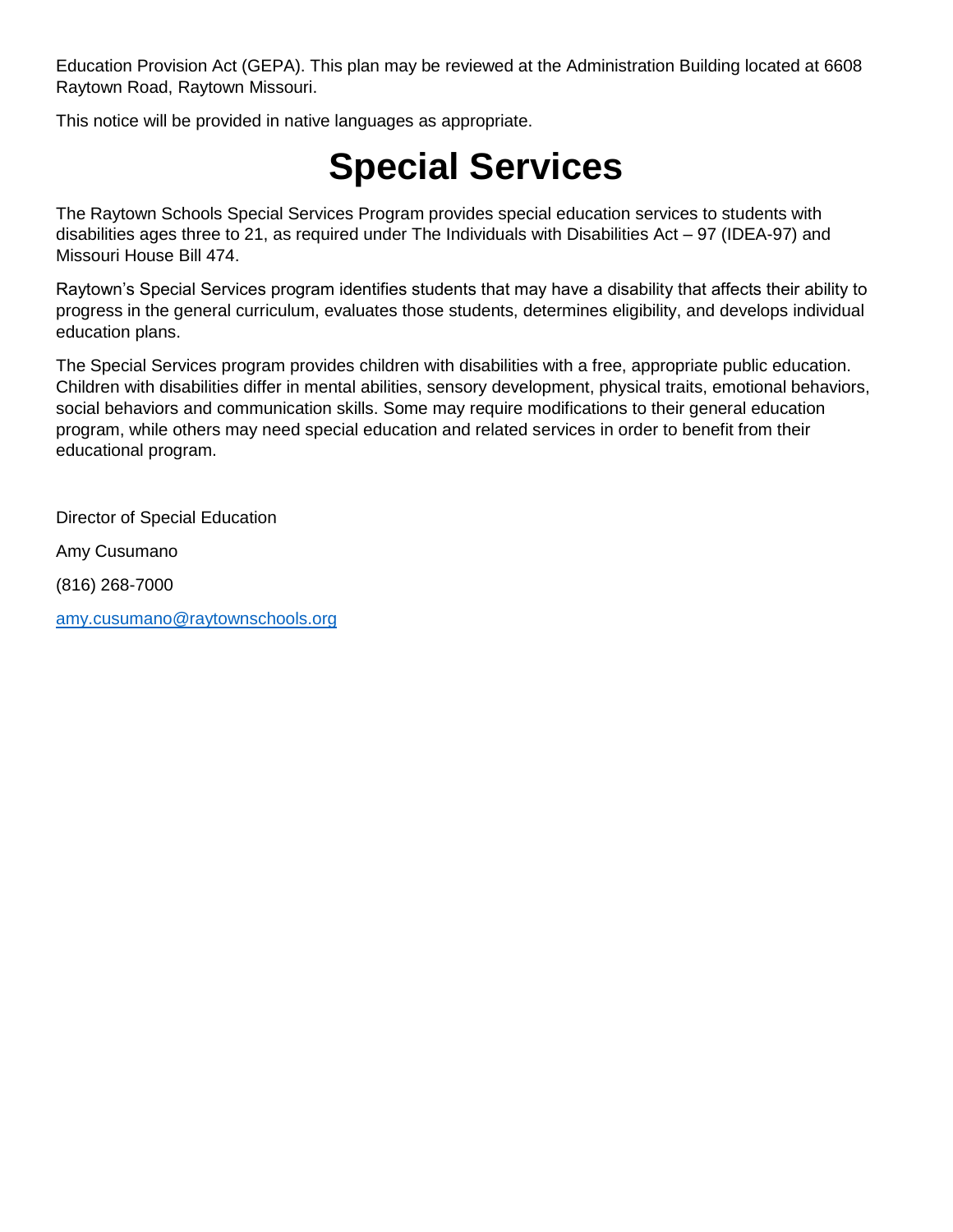Education Provision Act (GEPA). This plan may be reviewed at the Administration Building located at 6608 Raytown Road, Raytown Missouri.

This notice will be provided in native languages as appropriate.

# Special Services

The Raytown Schools Special Services Program provides special education services to students with disabilities ages three to 21, as required under The Individuals with Disabilities Act – 97 (IDEA-97) and Missouri House Bill 474.

Raytown's Special Services program identifies students that may have a disability that affects their ability to progress in the general curriculum, evaluates those students, determines eligibility, and develops individual education plans.

The Special Services program provides children with disabilities with a free, appropriate public education. Children with disabilities differ in mental abilities, sensory development, physical traits, emotional behaviors, social behaviors and communication skills. Some may require modifications to their general education program, while others may need special education and related services in order to benefit from their educational program.

Director of Special Education

Amy Cusumano

(816) 268-7000

amy.cusumano@raytownschools.org